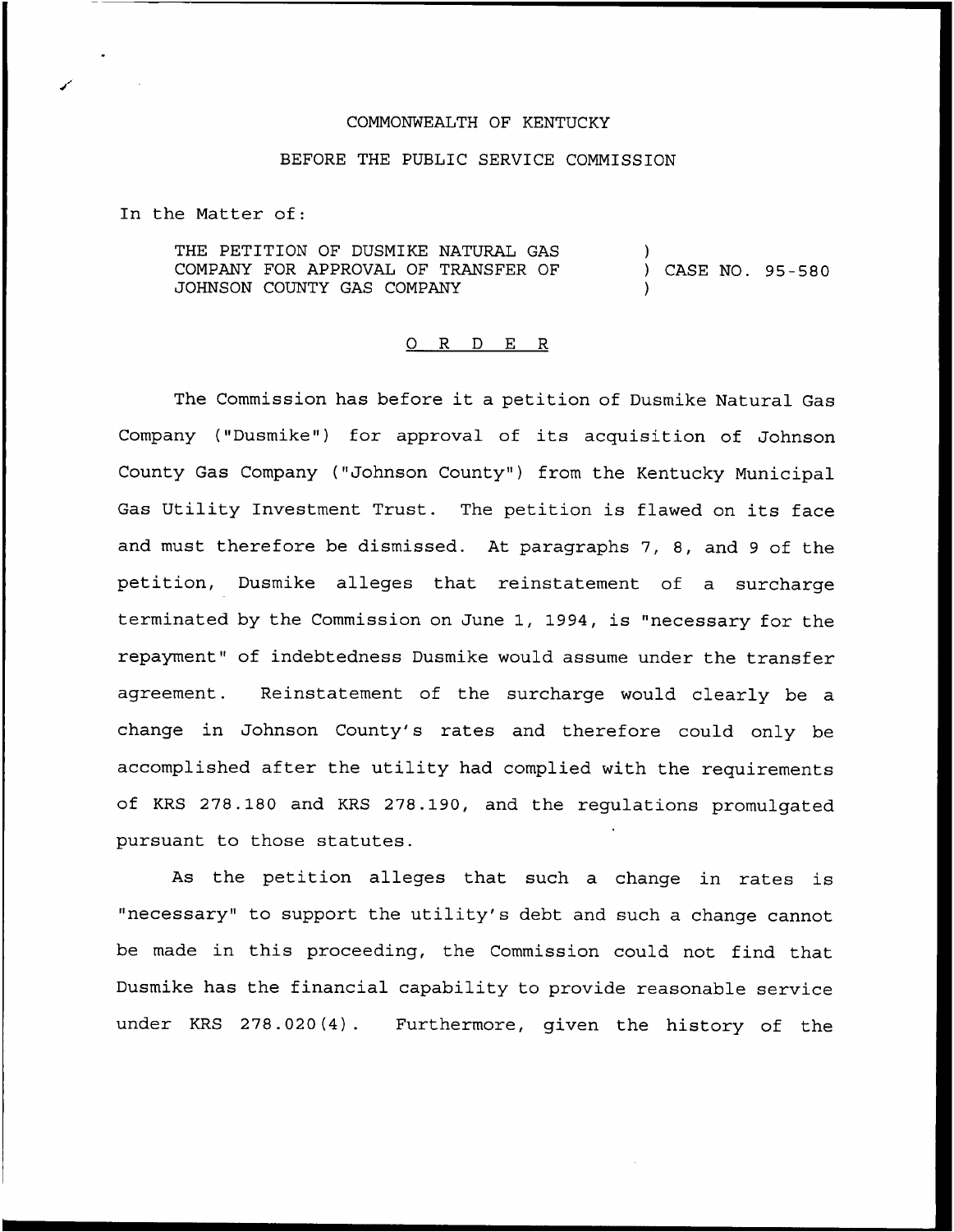COMMONWEALTH OF KENTUCKY

BEFORE THE PUBLIC SERVICE COMMISSION

In the Matter of:

THE PETITION OF DUSMIKE NATURAL GAS COMPANY FOR APPROVAL OF TRANSFER OF JOHNSON COUNTY GAS COMPANY ) CASE NO. 95-580

## O R D E R

The Commission has before it a petition of Dusmike Natural Gas Company ("Dusmike") for approval of its acquisition of Johnson County Gas Company ("Johnson County") from the Kentucky Municipal Gas Utility Investment Trust. The petition is flawed on its face and must therefore be dismissed. At paragraphs 7, 8, and 9 of the petition, Dusmike alleges that reinstatement of a surcharge terminated by the Commission on June 1, 1994, is "necessary for the repayment" of indebtedness Dusmike would assume under the transfer agreement. Reinstatement of the surcharge would clearly be a change in Johnson County's rates and therefore could only be accomplished after the utility had complied with the requirements of KRS 278.180 and KRS 278.190, and the regulations promulgated pursuant to those statutes.

As the petition alleges that such a change in rates is "necessary" to support the utility's debt and such a change cannot be made in this proceeding, the Commission could not find that Dusmike has the financial capability to provide reasonable service under KRS 278.020(4). Furthermore, given the history of the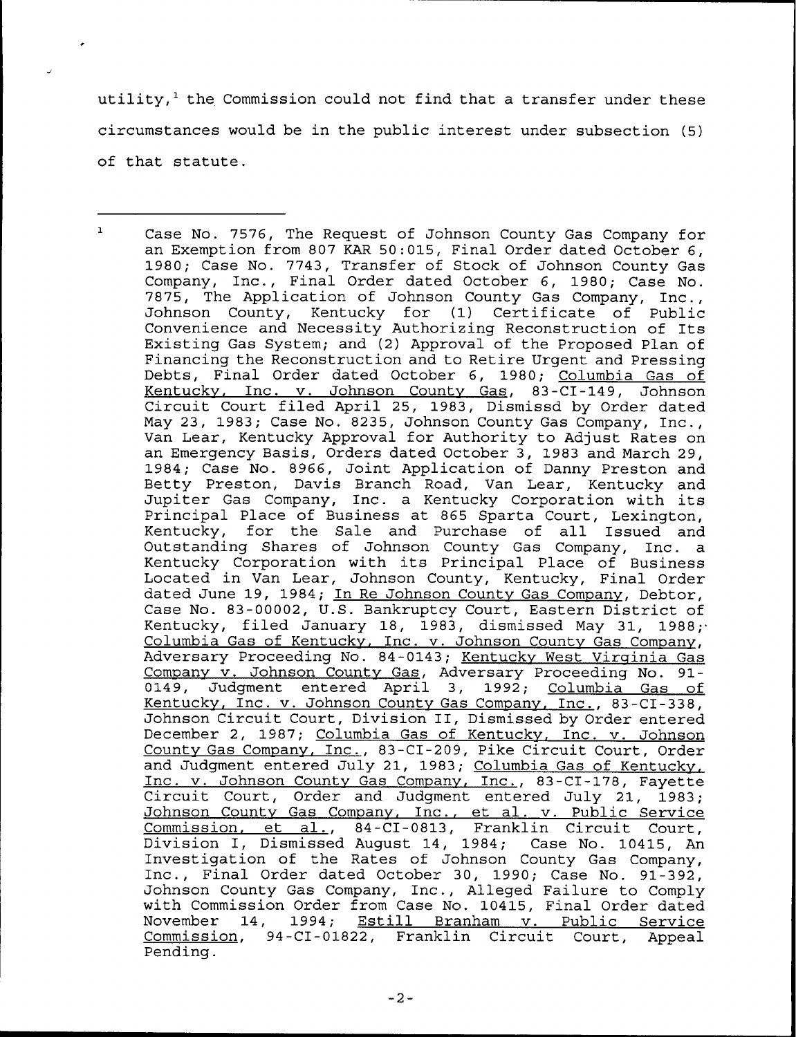utility,[1] the Commission could not find that a transfer under these circumstances would be in the public interest under subsection (5) of that statute.

---

[1] Case No. 7576, The Request of Johnson County Gas Company for an Exemption from 807 KAR 50:015, Final Order dated October 6, 1980; Case No. 7743, Transfer of Stock of Johnson County Gas Company, Inc., Final Order dated October 6, 1980; Case No. 7875, The Application of Johnson County Gas Company, Inc., Johnson County, Kentucky for (1) Certificate of Public Convenience and Necessity Authorizing Reconstruction of Its Existing Gas System; and (2) Approval of the Proposed Plan of Financing the Reconstruction and to Retire Urgent and Pressing Debts, Final Order dated October 6, 1980; Columbia Gas of Kentucky, Inc. v. Johnson County Gas, 83-CI-149, Johnson Circuit Court filed April 25, 1983, Dismissd by Order dated May 23, 1983; Case No. 8235, Johnson County Gas Company, Inc., Van Lear, Kentucky Approval for Authority to Adjust Rates on an Emergency Basis, Orders dated October 3, 1983 and March 29, 1984; Case No. 8966, Joint Application of Danny Preston and Betty Preston, Davis Branch Road, Van Lear, Kentucky and Jupiter Gas Company, Inc. a Kentucky Corporation with its Principal Place of Business at 865 Sparta Court, Lexington, Kentucky, for the Sale and Purchase of all Issued and Outstanding Shares of Johnson County Gas Company, Inc. a Kentucky Corporation with its Principal Place of Business Located in Van Lear, Johnson County, Kentucky, Final Order dated June 19, 1984; In Re Johnson County Gas Company, Debtor, Case No. 83-00002, U.S. Bankruptcy Court, Eastern District of Kentucky, filed January 18, 1983, dismissed May 31, 1988; Columbia Gas of Kentucky, Inc. v. Johnson County Gas Company, Adversary Proceeding No. 84-0143; Kentucky West Virginia Gas Company v. Johnson County Gas, Adversary Proceeding No. 91-0149, Judgment entered April 3, 1992; Columbia Gas of Kentucky, Inc. v. Johnson County Gas Company, Inc., 83-CI-338, Johnson Circuit Court, Division II, Dismissed by Order entered December 2, 1987; Columbia Gas of Kentucky, Inc. v. Johnson County Gas Company, Inc., 83-CI-209, Pike Circuit Court, Order and Judgment entered July 21, 1983; Columbia Gas of Kentucky, Inc. v. Johnson County Gas Company, Inc., 83-CI-178, Fayette Circuit Court, Order and Judgment entered July 21, 1983; Johnson County Gas Company, Inc., et al. v. Public Service Commission, et al., 84-CI-0813, Franklin Circuit Court, Division I, Dismissed August 14, 1984; Case No. 10415, An Investigation of the Rates of Johnson County Gas Company, Inc., Final Order dated October 30, 1990; Case No. 91-392, Johnson County Gas Company, Inc., Alleged Failure to Comply with Commission Order from Case No. 10415, Final Order dated November 14, 1994; Estill Branham v. Public Service Commission, 94-CI-01822, Franklin Circuit Court, Appeal Pending.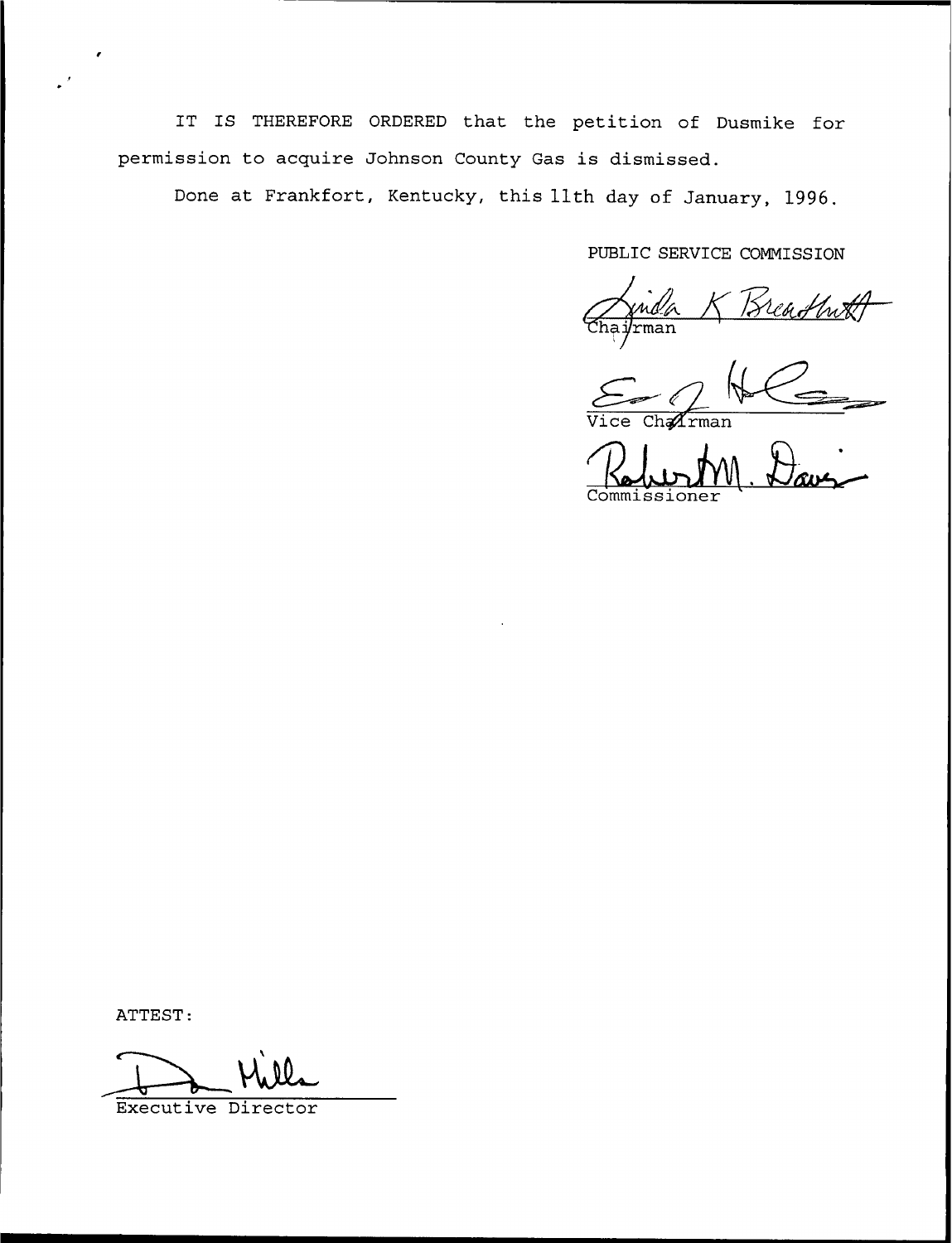IT IS THEREFORE ORDERED that the petition of Dusmike for permission to acquire Johnson County Gas is dismissed.

Done at Frankfort, Kentucky, this 11th day of January, 1996.

PUBLIC SERVICE COMMISSION

Chairman

Vice Chairman

Commissioner

ATTEST:

Executive Director